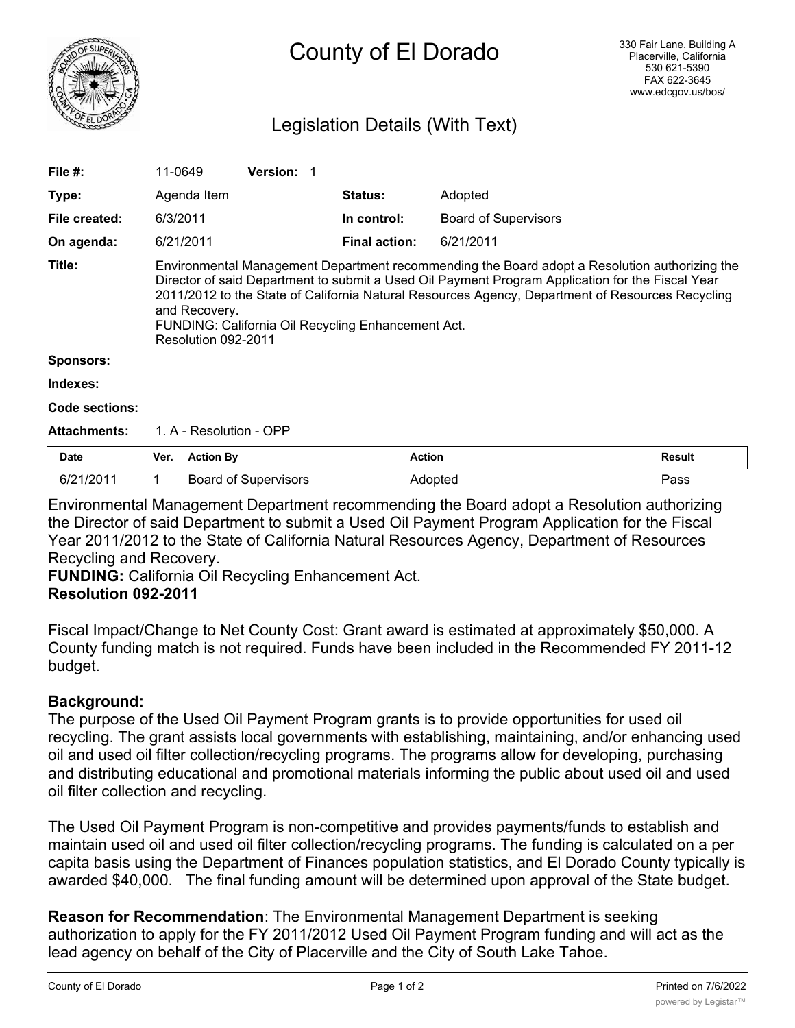# County of El Dorado

330 Fair Lane, Building A
Placerville, California
530 621-5390
FAX 622-3645
www.edcgov.us/bos/

## Legislation Details (With Text)

| | | | |
|---|---|---|---|
| **File #:** | 11-0649 **Version:** 1 | | |
| **Type:** | Agenda Item | **Status:** | Adopted |
| **File created:** | 6/3/2011 | **In control:** | Board of Supervisors |
| **On agenda:** | 6/21/2011 | **Final action:** | 6/21/2011 |

**Title:** Environmental Management Department recommending the Board adopt a Resolution authorizing the Director of said Department to submit a Used Oil Payment Program Application for the Fiscal Year 2011/2012 to the State of California Natural Resources Agency, Department of Resources Recycling and Recovery.
FUNDING: California Oil Recycling Enhancement Act.
Resolution 092-2011

**Sponsors:**

**Indexes:**

**Code sections:**

**Attachments:** 1. A - Resolution - OPP

| Date | Ver. | Action By | Action | Result |
|---|---|---|---|---|
| 6/21/2011 | 1 | Board of Supervisors | Adopted | Pass |

Environmental Management Department recommending the Board adopt a Resolution authorizing the Director of said Department to submit a Used Oil Payment Program Application for the Fiscal Year 2011/2012 to the State of California Natural Resources Agency, Department of Resources Recycling and Recovery.
**FUNDING:** California Oil Recycling Enhancement Act.
**Resolution 092-2011**

Fiscal Impact/Change to Net County Cost: Grant award is estimated at approximately $50,000. A County funding match is not required. Funds have been included in the Recommended FY 2011-12 budget.

**Background:**
The purpose of the Used Oil Payment Program grants is to provide opportunities for used oil recycling. The grant assists local governments with establishing, maintaining, and/or enhancing used oil and used oil filter collection/recycling programs. The programs allow for developing, purchasing and distributing educational and promotional materials informing the public about used oil and used oil filter collection and recycling.

The Used Oil Payment Program is non-competitive and provides payments/funds to establish and maintain used oil and used oil filter collection/recycling programs. The funding is calculated on a per capita basis using the Department of Finances population statistics, and El Dorado County typically is awarded $40,000. The final funding amount will be determined upon approval of the State budget.

**Reason for Recommendation**: The Environmental Management Department is seeking authorization to apply for the FY 2011/2012 Used Oil Payment Program funding and will act as the lead agency on behalf of the City of Placerville and the City of South Lake Tahoe.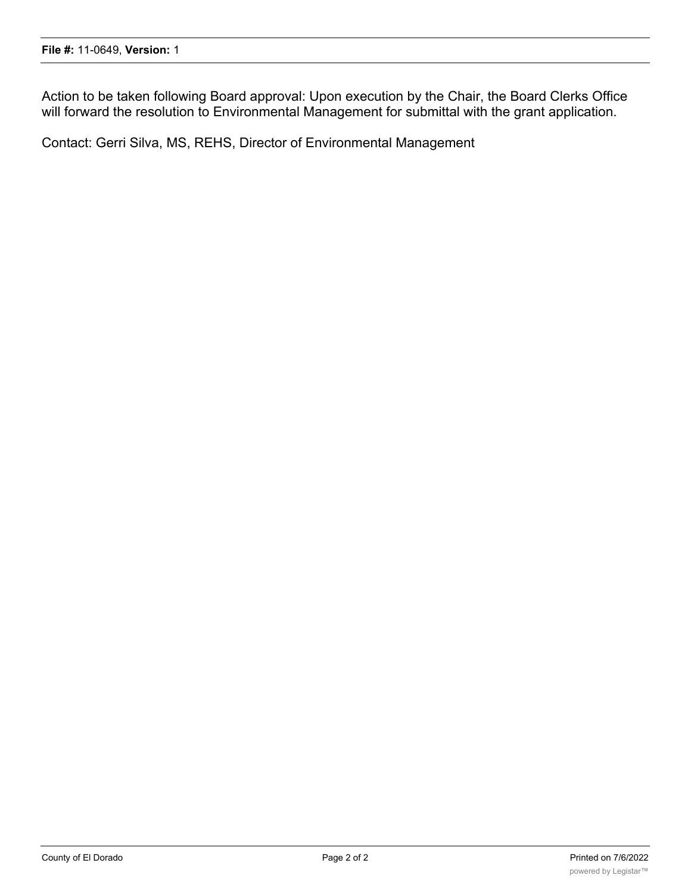Action to be taken following Board approval: Upon execution by the Chair, the Board Clerks Office will forward the resolution to Environmental Management for submittal with the grant application.

Contact: Gerri Silva, MS, REHS, Director of Environmental Management